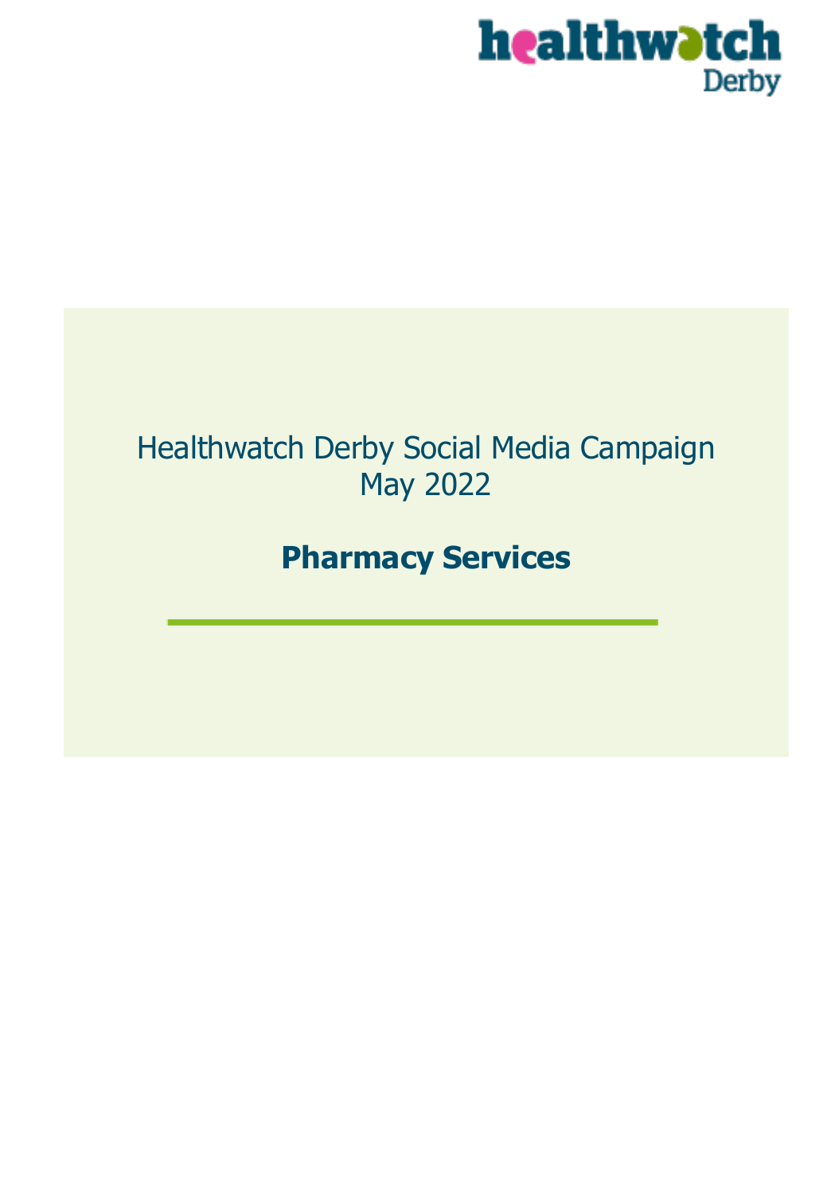healthwatch Derby

Healthwatch Derby Social Media Campaign
May 2022

# Pharmacy Services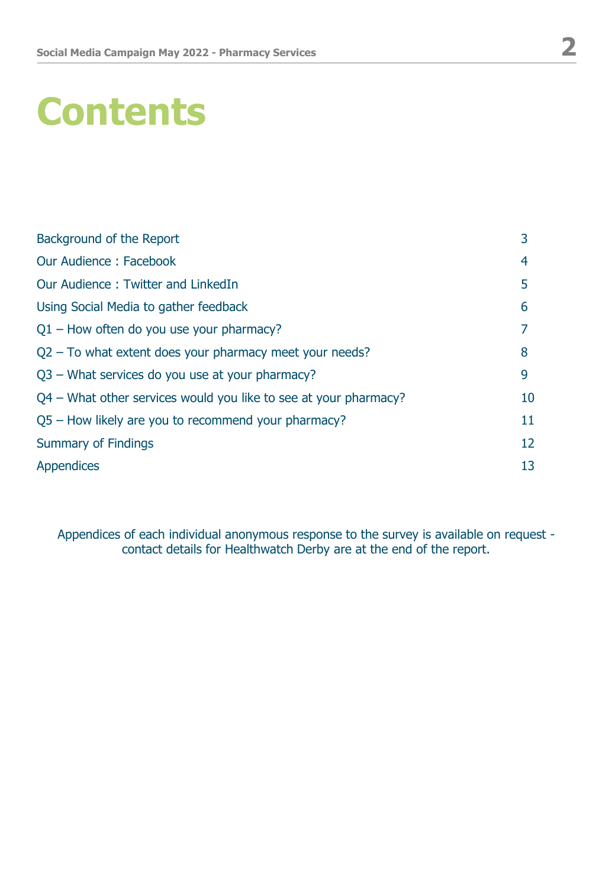# Contents

| | |
|---|---|
| Background of the Report | 3 |
| Our Audience : Facebook | 4 |
| Our Audience : Twitter and LinkedIn | 5 |
| Using Social Media to gather feedback | 6 |
| Q1 – How often do you use your pharmacy? | 7 |
| Q2 – To what extent does your pharmacy meet your needs? | 8 |
| Q3 – What services do you use at your pharmacy? | 9 |
| Q4 – What other services would you like to see at your pharmacy? | 10 |
| Q5 – How likely are you to recommend your pharmacy? | 11 |
| Summary of Findings | 12 |
| Appendices | 13 |

Appendices of each individual anonymous response to the survey is available on request - contact details for Healthwatch Derby are at the end of the report.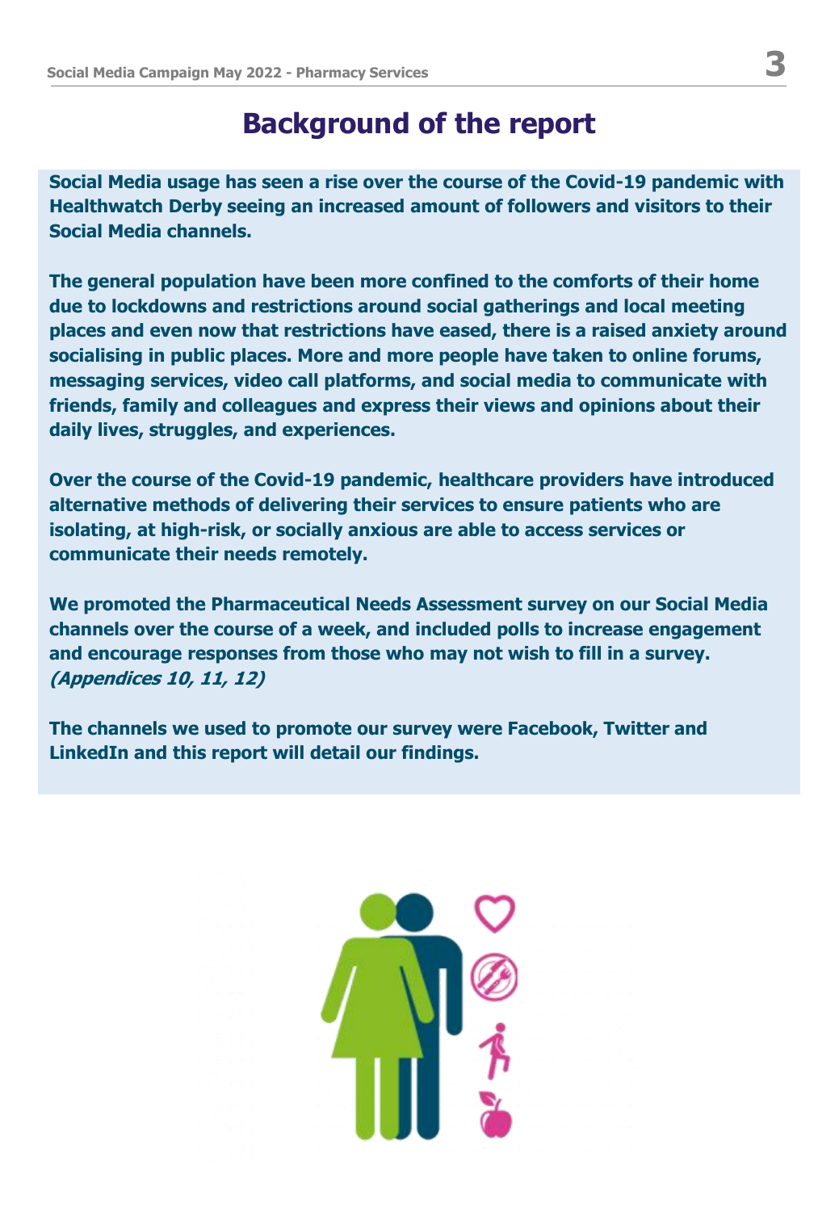# Background of the report

**Social Media usage has seen a rise over the course of the Covid-19 pandemic with Healthwatch Derby seeing an increased amount of followers and visitors to their Social Media channels.**

**The general population have been more confined to the comforts of their home due to lockdowns and restrictions around social gatherings and local meeting places and even now that restrictions have eased, there is a raised anxiety around socialising in public places. More and more people have taken to online forums, messaging services, video call platforms, and social media to communicate with friends, family and colleagues and express their views and opinions about their daily lives, struggles, and experiences.**

**Over the course of the Covid-19 pandemic, healthcare providers have introduced alternative methods of delivering their services to ensure patients who are isolating, at high-risk, or socially anxious are able to access services or communicate their needs remotely.**

**We promoted the Pharmaceutical Needs Assessment survey on our Social Media channels over the course of a week, and included polls to increase engagement and encourage responses from those who may not wish to fill in a survey.** ***(Appendices 10, 11, 12)***

**The channels we used to promote our survey were Facebook, Twitter and LinkedIn and this report will detail our findings.**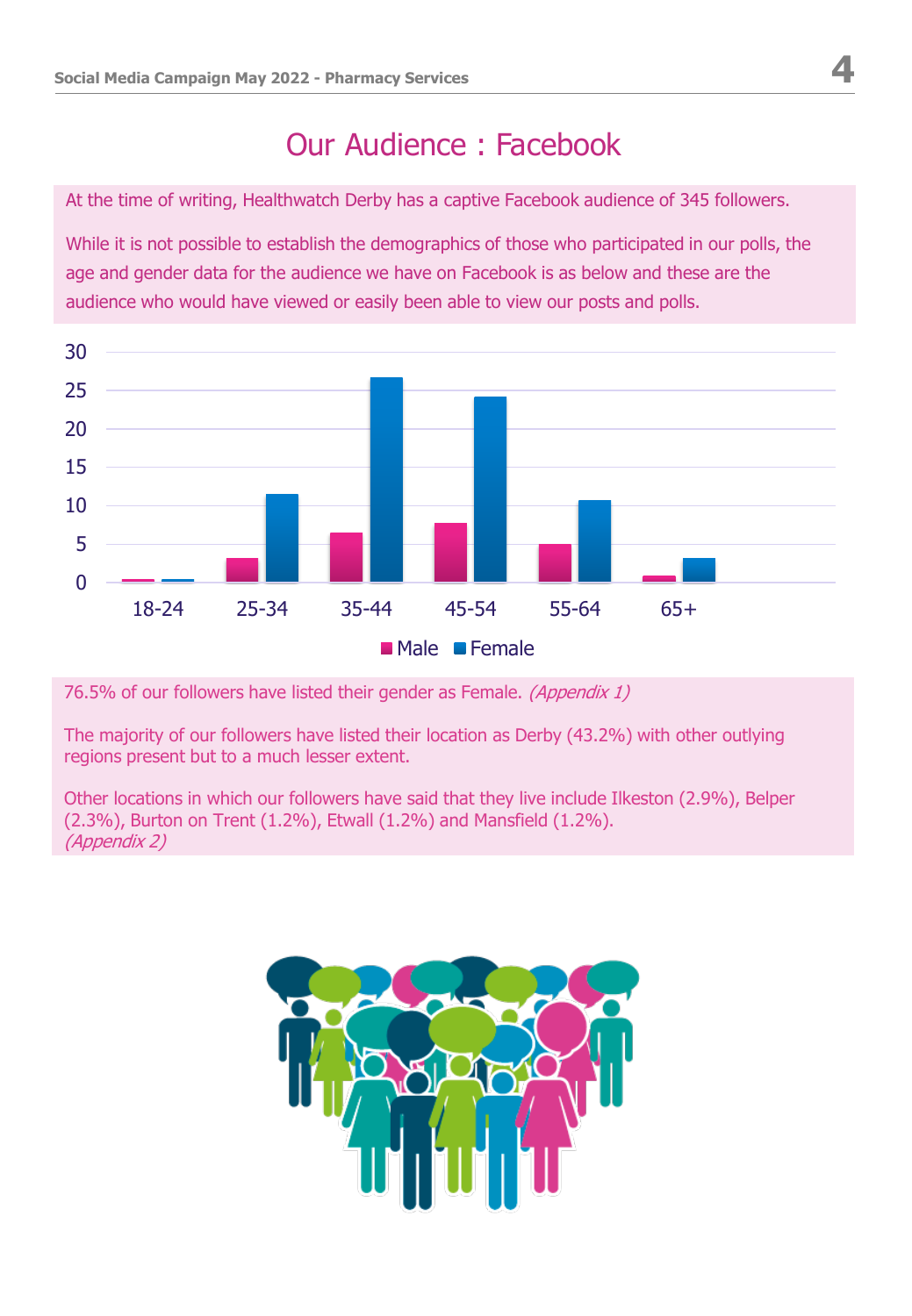# Our Audience : Facebook

At the time of writing, Healthwatch Derby has a captive Facebook audience of 345 followers.

While it is not possible to establish the demographics of those who participated in our polls, the age and gender data for the audience we have on Facebook is as below and these are the audience who would have viewed or easily been able to view our posts and polls.

76.5% of our followers have listed their gender as Female. *(Appendix 1)*

The majority of our followers have listed their location as Derby (43.2%) with other outlying regions present but to a much lesser extent.

Other locations in which our followers have said that they live include Ilkeston (2.9%), Belper (2.3%), Burton on Trent (1.2%), Etwall (1.2%) and Mansfield (1.2%).
*(Appendix 2)*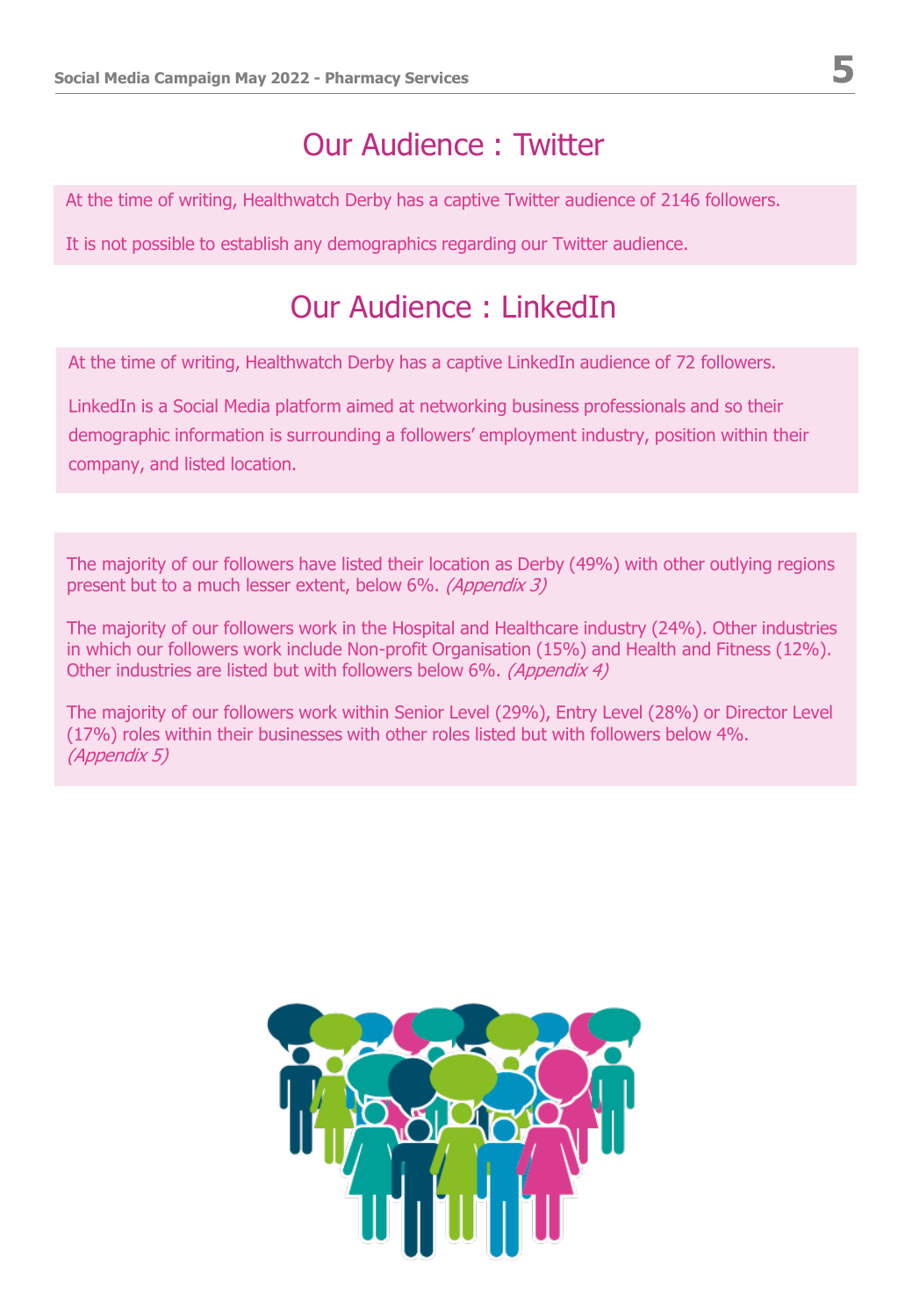## Our Audience : Twitter

At the time of writing, Healthwatch Derby has a captive Twitter audience of 2146 followers.

It is not possible to establish any demographics regarding our Twitter audience.

## Our Audience : LinkedIn

At the time of writing, Healthwatch Derby has a captive LinkedIn audience of 72 followers.

LinkedIn is a Social Media platform aimed at networking business professionals and so their demographic information is surrounding a followers' employment industry, position within their company, and listed location.

The majority of our followers have listed their location as Derby (49%) with other outlying regions present but to a much lesser extent, below 6%. *(Appendix 3)*

The majority of our followers work in the Hospital and Healthcare industry (24%). Other industries in which our followers work include Non-profit Organisation (15%) and Health and Fitness (12%). Other industries are listed but with followers below 6%. *(Appendix 4)*

The majority of our followers work within Senior Level (29%), Entry Level (28%) or Director Level (17%) roles within their businesses with other roles listed but with followers below 4%. *(Appendix 5)*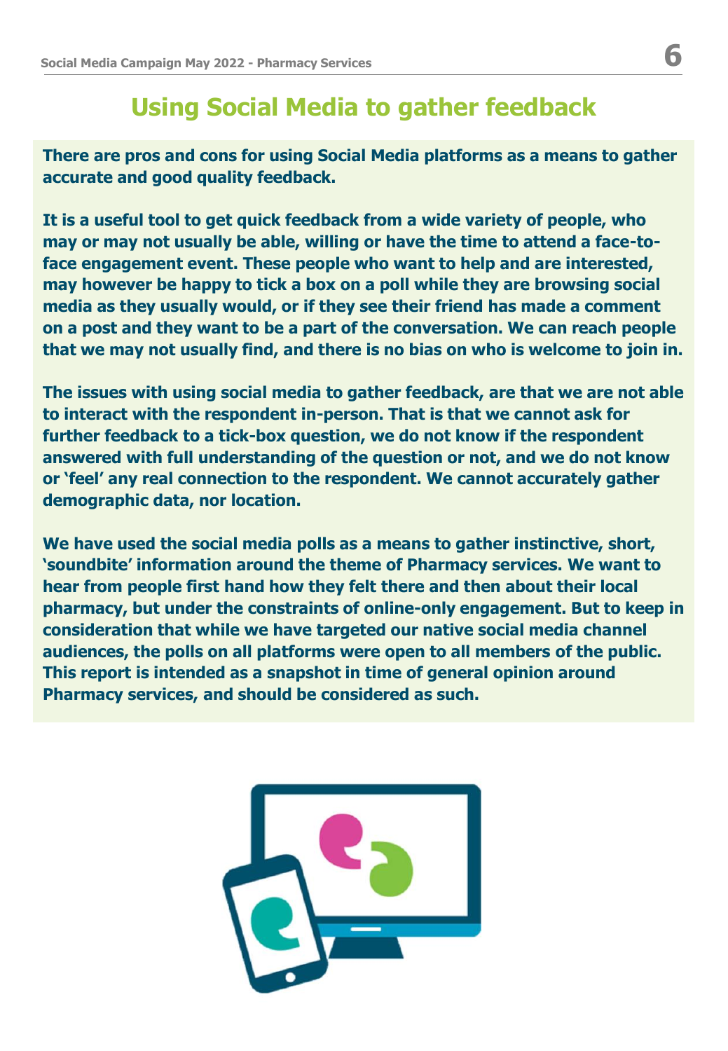# Using Social Media to gather feedback

**There are pros and cons for using Social Media platforms as a means to gather accurate and good quality feedback.**

**It is a useful tool to get quick feedback from a wide variety of people, who may or may not usually be able, willing or have the time to attend a face-to-face engagement event. These people who want to help and are interested, may however be happy to tick a box on a poll while they are browsing social media as they usually would, or if they see their friend has made a comment on a post and they want to be a part of the conversation. We can reach people that we may not usually find, and there is no bias on who is welcome to join in.**

**The issues with using social media to gather feedback, are that we are not able to interact with the respondent in-person. That is that we cannot ask for further feedback to a tick-box question, we do not know if the respondent answered with full understanding of the question or not, and we do not know or 'feel' any real connection to the respondent. We cannot accurately gather demographic data, nor location.**

**We have used the social media polls as a means to gather instinctive, short, 'soundbite' information around the theme of Pharmacy services. We want to hear from people first hand how they felt there and then about their local pharmacy, but under the constraints of online-only engagement. But to keep in consideration that while we have targeted our native social media channel audiences, the polls on all platforms were open to all members of the public. This report is intended as a snapshot in time of general opinion around Pharmacy services, and should be considered as such.**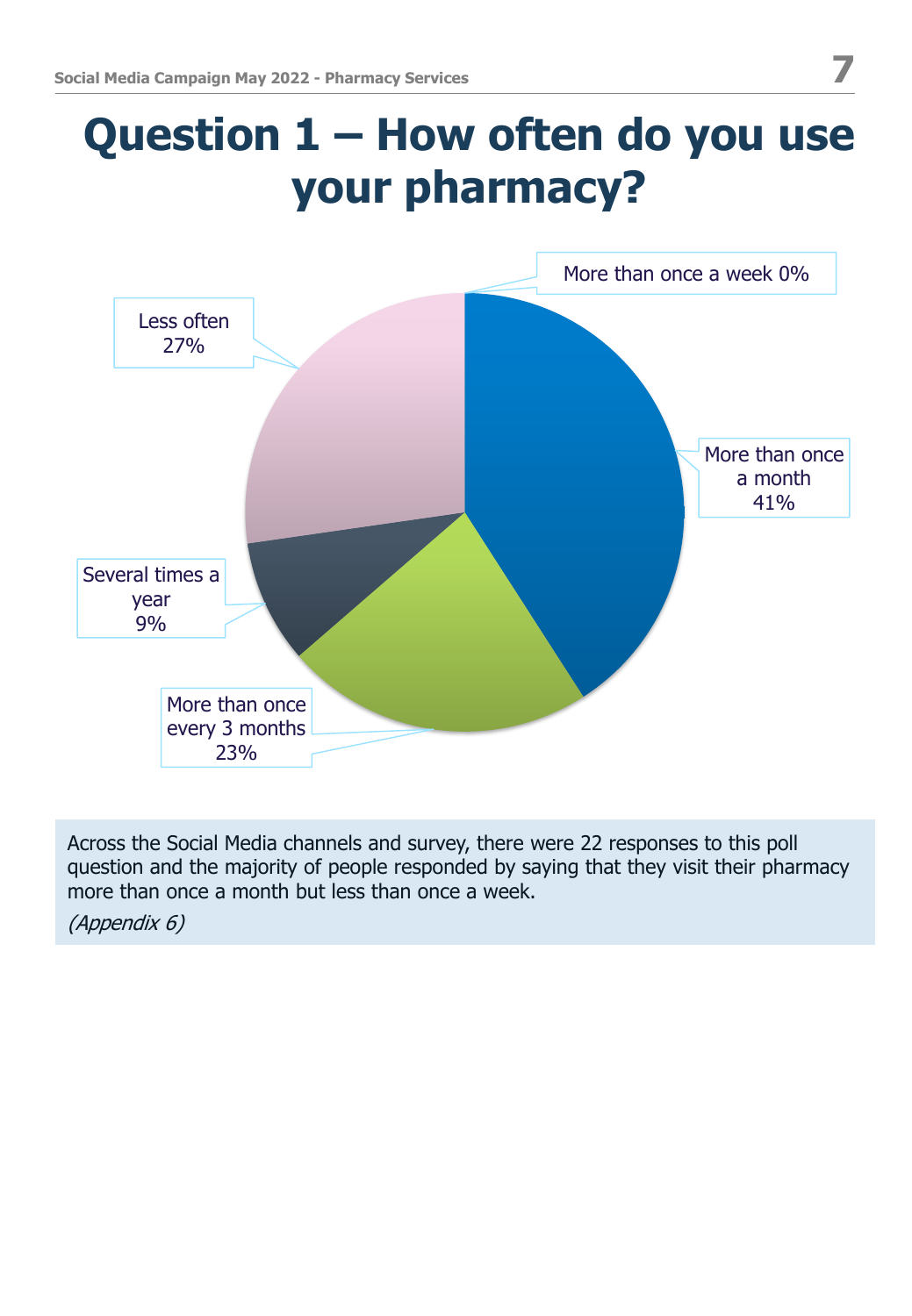# Question 1 – How often do you use your pharmacy?

More than once a week 0%

Less often 27%

More than once a month 41%

Several times a year 9%

More than once every 3 months 23%

Across the Social Media channels and survey, there were 22 responses to this poll question and the majority of people responded by saying that they visit their pharmacy more than once a month but less than once a week.

*(Appendix 6)*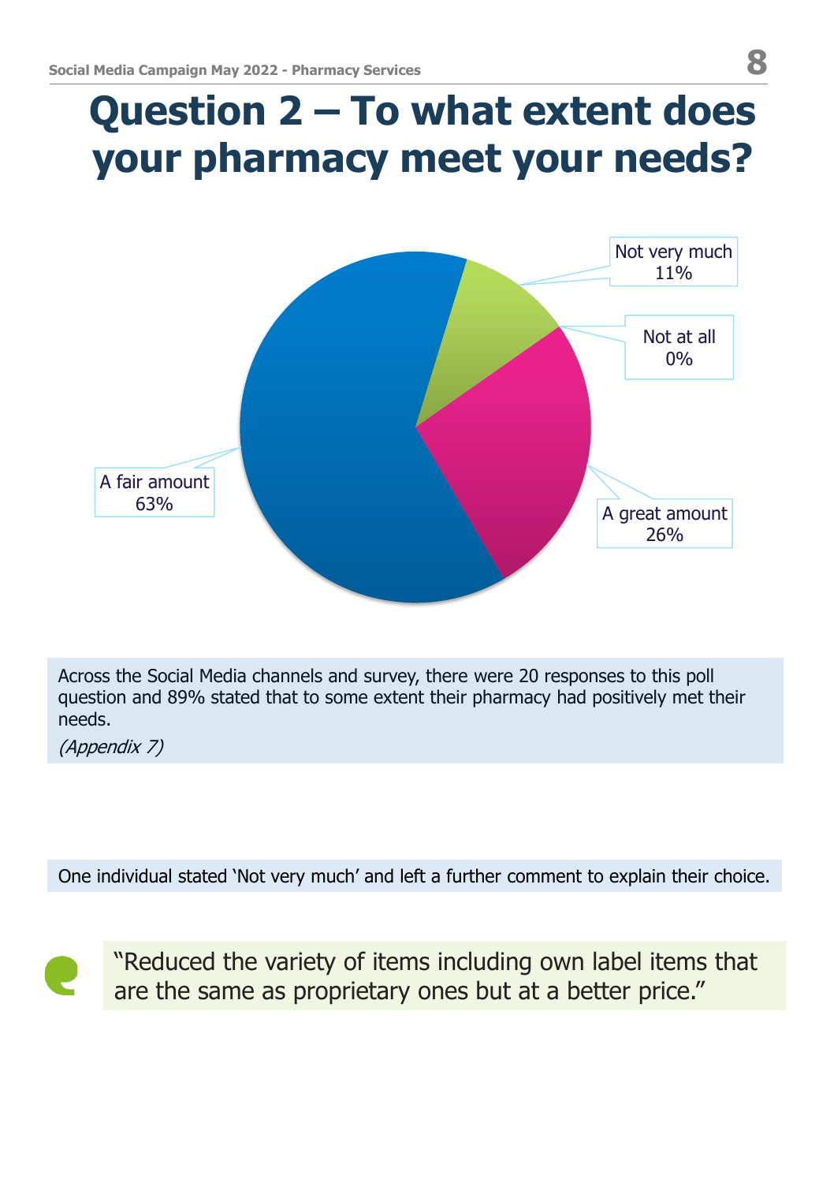# Question 2 – To what extent does your pharmacy meet your needs?

Not very much 11%

Not at all 0%

A fair amount 63%

A great amount 26%

Across the Social Media channels and survey, there were 20 responses to this poll question and 89% stated that to some extent their pharmacy had positively met their needs.

*(Appendix 7)*

One individual stated 'Not very much' and left a further comment to explain their choice.

"Reduced the variety of items including own label items that are the same as proprietary ones but at a better price."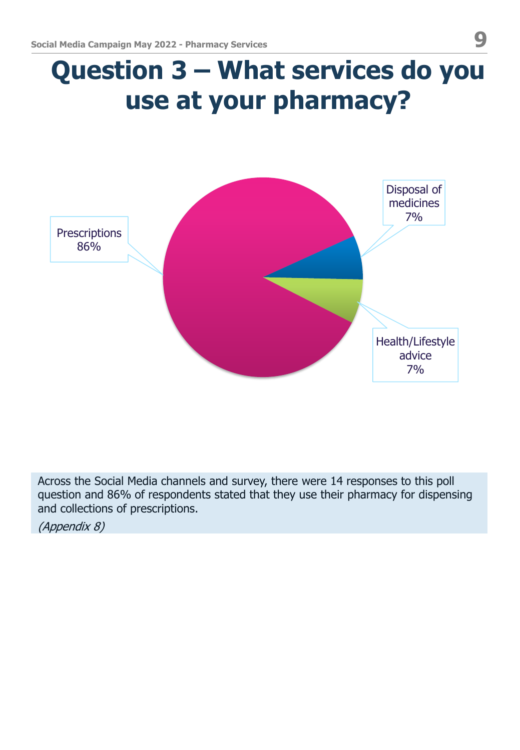# Question 3 – What services do you use at your pharmacy?

Prescriptions 86%

Disposal of medicines 7%

Health/Lifestyle advice 7%

Across the Social Media channels and survey, there were 14 responses to this poll question and 86% of respondents stated that they use their pharmacy for dispensing and collections of prescriptions.

*(Appendix 8)*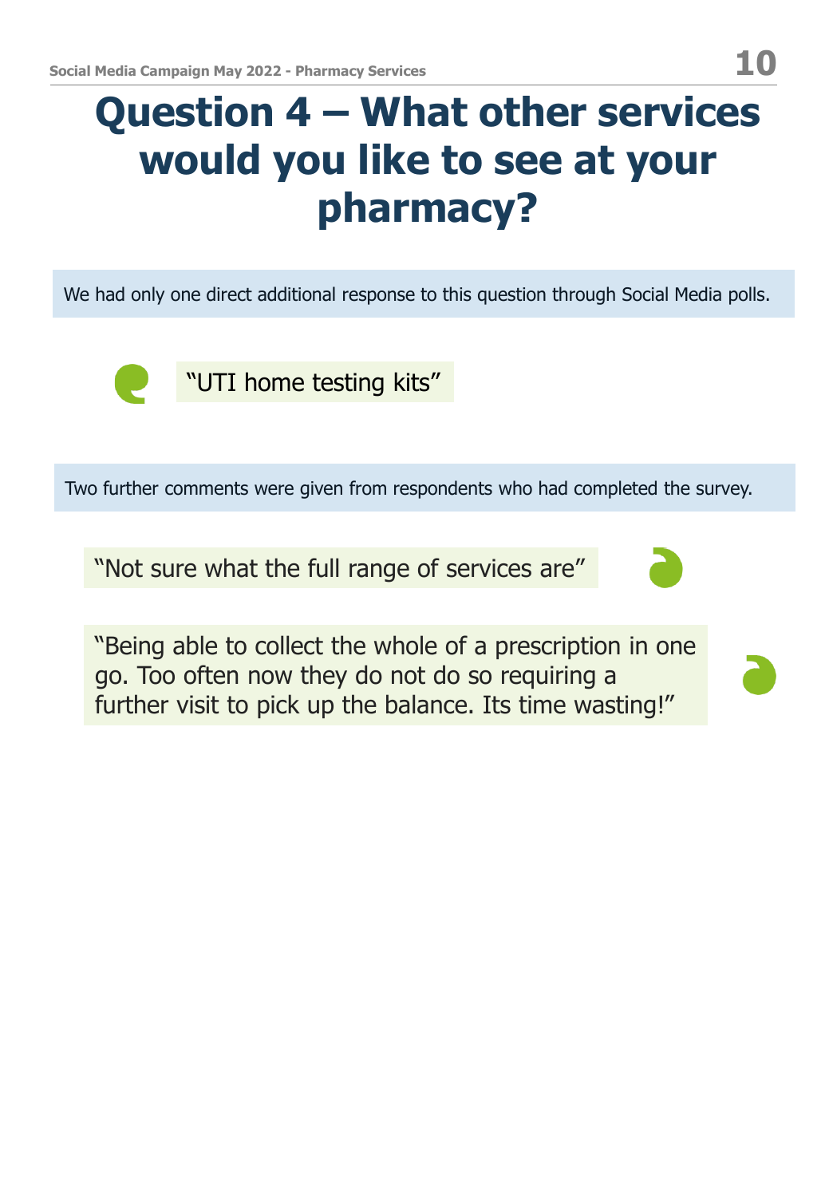# Question 4 – What other services would you like to see at your pharmacy?

We had only one direct additional response to this question through Social Media polls.

"UTI home testing kits"

Two further comments were given from respondents who had completed the survey.

"Not sure what the full range of services are"

"Being able to collect the whole of a prescription in one go. Too often now they do not do so requiring a further visit to pick up the balance. Its time wasting!"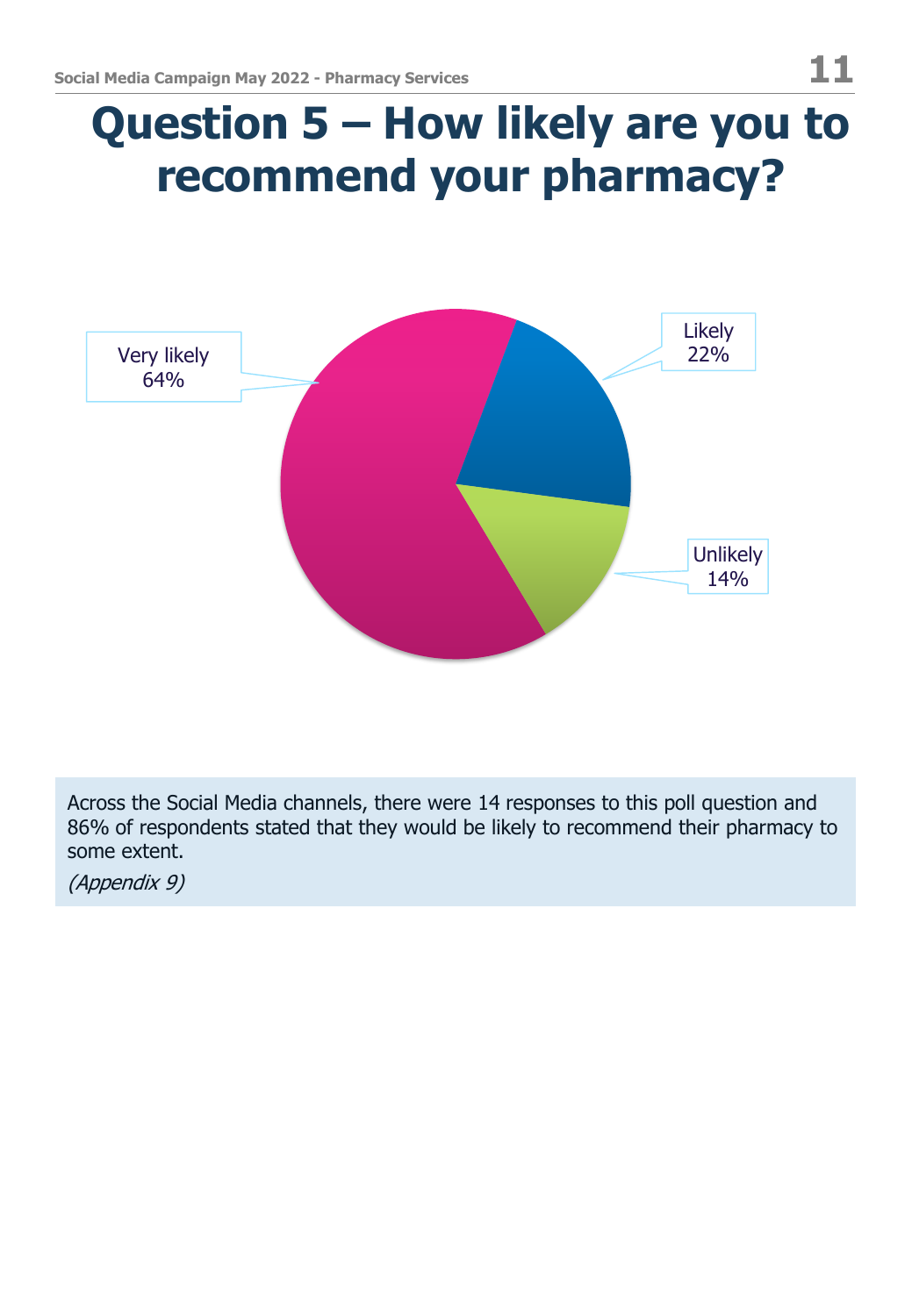# Question 5 – How likely are you to recommend your pharmacy?

Very likely 64%

Likely 22%

Unlikely 14%

Across the Social Media channels, there were 14 responses to this poll question and 86% of respondents stated that they would be likely to recommend their pharmacy to some extent.

*(Appendix 9)*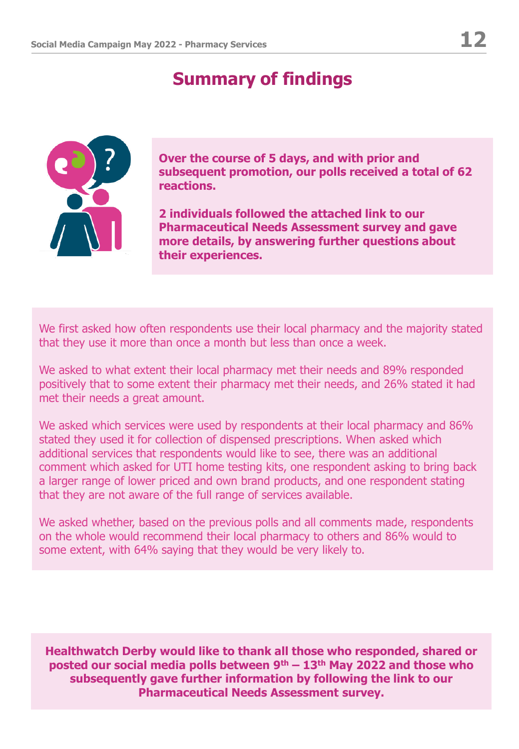# Summary of findings

**Over the course of 5 days, and with prior and subsequent promotion, our polls received a total of 62 reactions.**

**2 individuals followed the attached link to our Pharmaceutical Needs Assessment survey and gave more details, by answering further questions about their experiences.**

We first asked how often respondents use their local pharmacy and the majority stated that they use it more than once a month but less than once a week.

We asked to what extent their local pharmacy met their needs and 89% responded positively that to some extent their pharmacy met their needs, and 26% stated it had met their needs a great amount.

We asked which services were used by respondents at their local pharmacy and 86% stated they used it for collection of dispensed prescriptions. When asked which additional services that respondents would like to see, there was an additional comment which asked for UTI home testing kits, one respondent asking to bring back a larger range of lower priced and own brand products, and one respondent stating that they are not aware of the full range of services available.

We asked whether, based on the previous polls and all comments made, respondents on the whole would recommend their local pharmacy to others and 86% would to some extent, with 64% saying that they would be very likely to.

**Healthwatch Derby would like to thank all those who responded, shared or posted our social media polls between 9th – 13th May 2022 and those who subsequently gave further information by following the link to our Pharmaceutical Needs Assessment survey.**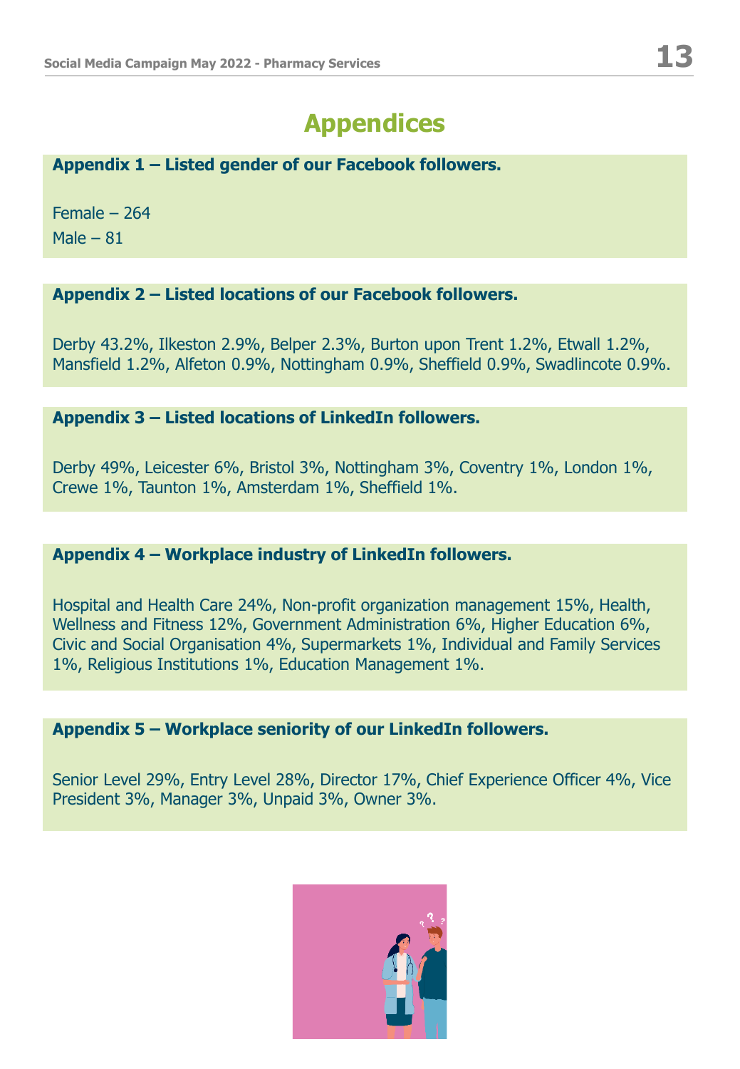# Appendices

### Appendix 1 – Listed gender of our Facebook followers.

Female – 264

Male – 81

### Appendix 2 – Listed locations of our Facebook followers.

Derby 43.2%, Ilkeston 2.9%, Belper 2.3%, Burton upon Trent 1.2%, Etwall 1.2%, Mansfield 1.2%, Alfeton 0.9%, Nottingham 0.9%, Sheffield 0.9%, Swadlincote 0.9%.

### Appendix 3 – Listed locations of LinkedIn followers.

Derby 49%, Leicester 6%, Bristol 3%, Nottingham 3%, Coventry 1%, London 1%, Crewe 1%, Taunton 1%, Amsterdam 1%, Sheffield 1%.

### Appendix 4 – Workplace industry of LinkedIn followers.

Hospital and Health Care 24%, Non-profit organization management 15%, Health, Wellness and Fitness 12%, Government Administration 6%, Higher Education 6%, Civic and Social Organisation 4%, Supermarkets 1%, Individual and Family Services 1%, Religious Institutions 1%, Education Management 1%.

### Appendix 5 – Workplace seniority of our LinkedIn followers.

Senior Level 29%, Entry Level 28%, Director 17%, Chief Experience Officer 4%, Vice President 3%, Manager 3%, Unpaid 3%, Owner 3%.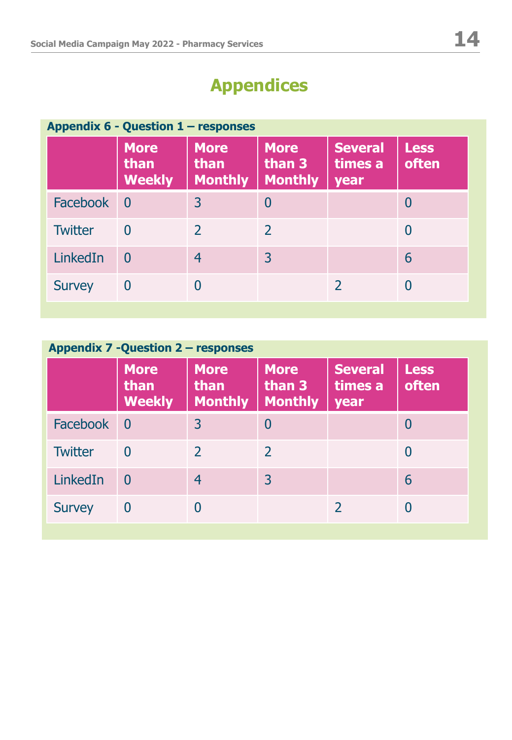# Appendices

**Appendix 6 - Question 1 – responses**

| | More than Weekly | More than Monthly | More than 3 Monthly | Several times a year | Less often |
|---|---|---|---|---|---|
| Facebook | 0 | 3 | 0 | | 0 |
| Twitter | 0 | 2 | 2 | | 0 |
| LinkedIn | 0 | 4 | 3 | | 6 |
| Survey | 0 | 0 | | 2 | 0 |

**Appendix 7 -Question 2 – responses**

| | More than Weekly | More than Monthly | More than 3 Monthly | Several times a year | Less often |
|---|---|---|---|---|---|
| Facebook | 0 | 3 | 0 | | 0 |
| Twitter | 0 | 2 | 2 | | 0 |
| LinkedIn | 0 | 4 | 3 | | 6 |
| Survey | 0 | 0 | | 2 | 0 |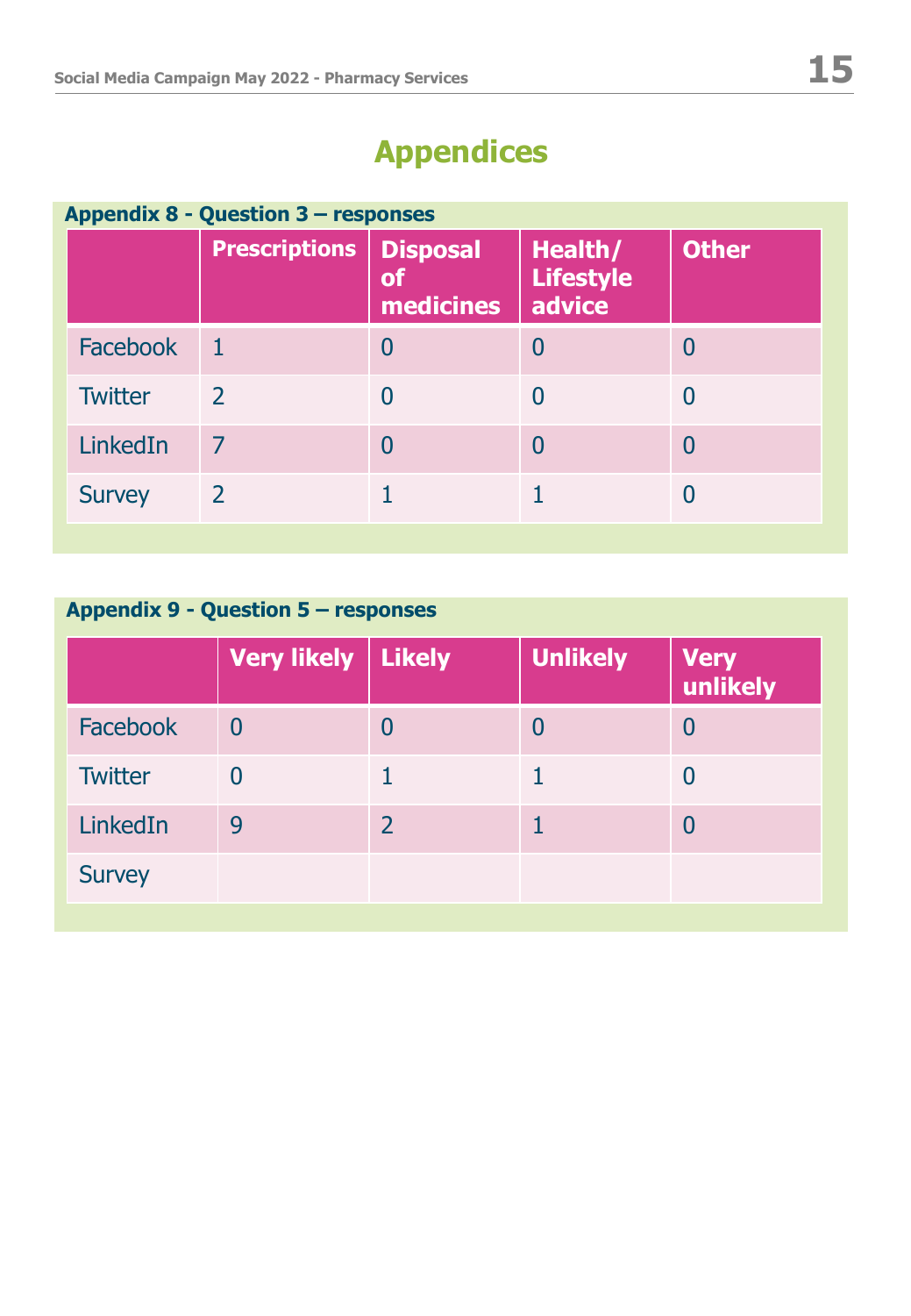# Appendices

**Appendix 8 - Question 3 – responses**

| | Prescriptions | Disposal of medicines | Health/ Lifestyle advice | Other |
|---|---|---|---|---|
| Facebook | 1 | 0 | 0 | 0 |
| Twitter | 2 | 0 | 0 | 0 |
| LinkedIn | 7 | 0 | 0 | 0 |
| Survey | 2 | 1 | 1 | 0 |

**Appendix 9 - Question 5 – responses**

| | Very likely | Likely | Unlikely | Very unlikely |
|---|---|---|---|---|
| Facebook | 0 | 0 | 0 | 0 |
| Twitter | 0 | 1 | 1 | 0 |
| LinkedIn | 9 | 2 | 1 | 0 |
| Survey | | | | |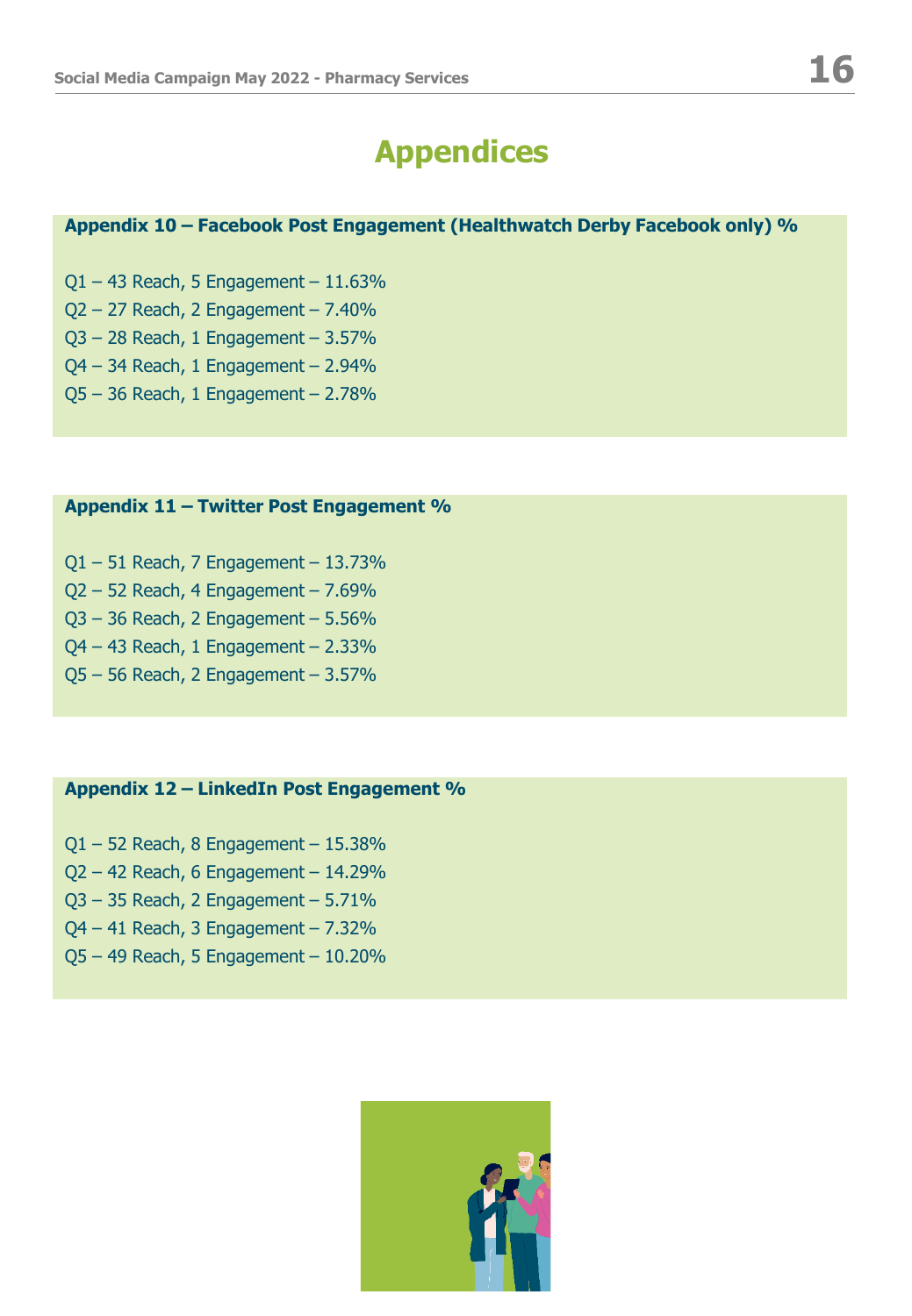# Appendices

**Appendix 10 – Facebook Post Engagement (Healthwatch Derby Facebook only) %**

Q1 – 43 Reach, 5 Engagement – 11.63%

Q2 – 27 Reach, 2 Engagement – 7.40%

Q3 – 28 Reach, 1 Engagement – 3.57%

Q4 – 34 Reach, 1 Engagement – 2.94%

Q5 – 36 Reach, 1 Engagement – 2.78%

**Appendix 11 – Twitter Post Engagement %**

Q1 – 51 Reach, 7 Engagement – 13.73%

Q2 – 52 Reach, 4 Engagement – 7.69%

Q3 – 36 Reach, 2 Engagement – 5.56%

Q4 – 43 Reach, 1 Engagement – 2.33%

Q5 – 56 Reach, 2 Engagement – 3.57%

**Appendix 12 – LinkedIn Post Engagement %**

Q1 – 52 Reach, 8 Engagement – 15.38%

Q2 – 42 Reach, 6 Engagement – 14.29%

Q3 – 35 Reach, 2 Engagement – 5.71%

Q4 – 41 Reach, 3 Engagement – 7.32%

Q5 – 49 Reach, 5 Engagement – 10.20%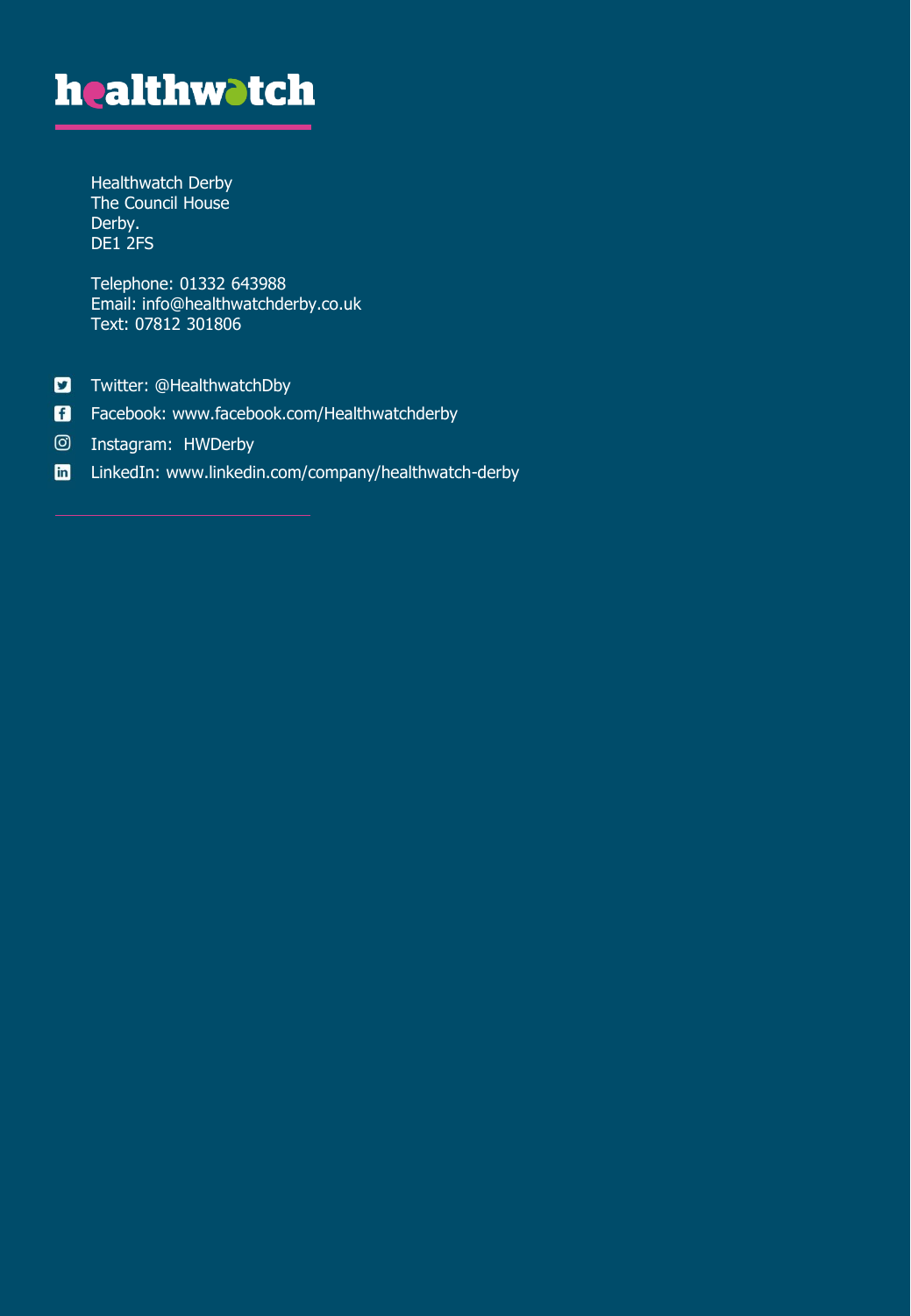healthwatch

Healthwatch Derby
The Council House
Derby.
DE1 2FS

Telephone: 01332 643988
Email: info@healthwatchderby.co.uk
Text: 07812 301806

Twitter: @HealthwatchDby
Facebook: www.facebook.com/Healthwatchderby
Instagram: HWDerby
LinkedIn: www.linkedin.com/company/healthwatch-derby